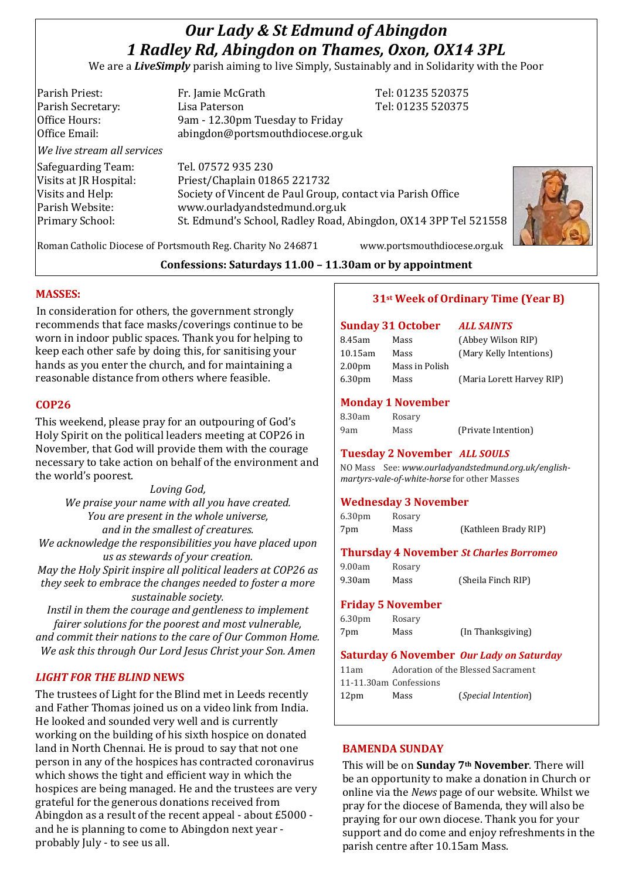# *Our Lady & St Edmund of Abingdon*
# *1 Radley Rd, Abingdon on Thames, Oxon, OX14 3PL*

We are a ***LiveSimply*** parish aiming to live Simply, Sustainably and in Solidarity with the Poor

| | | |
|---|---|---|
| Parish Priest: | Fr. Jamie McGrath | Tel: 01235 520375 |
| Parish Secretary: | Lisa Paterson | Tel: 01235 520375 |
| Office Hours: | 9am - 12.30pm Tuesday to Friday | |
| Office Email: | abingdon@portsmouthdiocese.org.uk | |

*We live stream all services*

| | |
|---|---|
| Safeguarding Team: | Tel. 07572 935 230 |
| Visits at JR Hospital: | Priest/Chaplain 01865 221732 |
| Visits and Help: | Society of Vincent de Paul Group, contact via Parish Office |
| Parish Website: | www.ourladyandstedmund.org.uk |
| Primary School: | St. Edmund's School, Radley Road, Abingdon, OX14 3PP Tel 521558 |

Roman Catholic Diocese of Portsmouth Reg. Charity No 246871 www.portsmouthdiocese.org.uk

**Confessions: Saturdays 11.00 – 11.30am or by appointment**

## MASSES:

In consideration for others, the government strongly recommends that face masks/coverings continue to be worn in indoor public spaces. Thank you for helping to keep each other safe by doing this, for sanitising your hands as you enter the church, and for maintaining a reasonable distance from others where feasible.

## COP26

This weekend, please pray for an outpouring of God's Holy Spirit on the political leaders meeting at COP26 in November, that God will provide them with the courage necessary to take action on behalf of the environment and the world's poorest.

*Loving God,*
*We praise your name with all you have created.*
*You are present in the whole universe,*
*and in the smallest of creatures.*
*We acknowledge the responsibilities you have placed upon us as stewards of your creation.*
*May the Holy Spirit inspire all political leaders at COP26 as they seek to embrace the changes needed to foster a more sustainable society.*
*Instil in them the courage and gentleness to implement fairer solutions for the poorest and most vulnerable,*
*and commit their nations to the care of Our Common Home.*
*We ask this through Our Lord Jesus Christ your Son. Amen*

## *LIGHT FOR THE BLIND* NEWS

The trustees of Light for the Blind met in Leeds recently and Father Thomas joined us on a video link from India. He looked and sounded very well and is currently working on the building of his sixth hospice on donated land in North Chennai. He is proud to say that not one person in any of the hospices has contracted coronavirus which shows the tight and efficient way in which the hospices are being managed. He and the trustees are very grateful for the generous donations received from Abingdon as a result of the recent appeal - about £5000 - and he is planning to come to Abingdon next year - probably July - to see us all.

## 31st Week of Ordinary Time (Year B)

**Sunday 31 October** ***ALL SAINTS***

| | | |
|---|---|---|
| 8.45am | Mass | (Abbey Wilson RIP) |
| 10.15am | Mass | (Mary Kelly Intentions) |
| 2.00pm | Mass in Polish | |
| 6.30pm | Mass | (Maria Lorett Harvey RIP) |

**Monday 1 November**

| | | |
|---|---|---|
| 8.30am | Rosary | |
| 9am | Mass | (Private Intention) |

**Tuesday 2 November** ***ALL SOULS***

NO Mass See: *www.ourladyandstedmund.org.uk/english-martyrs-vale-of-white-horse* for other Masses

**Wednesday 3 November**

| | | |
|---|---|---|
| 6.30pm | Rosary | |
| 7pm | Mass | (Kathleen Brady RIP) |

**Thursday 4 November** ***St Charles Borromeo***

| | | |
|---|---|---|
| 9.00am | Rosary | |
| 9.30am | Mass | (Sheila Finch RIP) |

**Friday 5 November**

| | | |
|---|---|---|
| 6.30pm | Rosary | |
| 7pm | Mass | (In Thanksgiving) |

**Saturday 6 November** ***Our Lady on Saturday***

| | | |
|---|---|---|
| 11am | Adoration of the Blessed Sacrament | |
| 11-11.30am | Confessions | |
| 12pm | Mass | (*Special Intention*) |

## BAMENDA SUNDAY

This will be on **Sunday 7th November**. There will be an opportunity to make a donation in Church or online via the *News* page of our website. Whilst we pray for the diocese of Bamenda, they will also be praying for our own diocese. Thank you for your support and do come and enjoy refreshments in the parish centre after 10.15am Mass.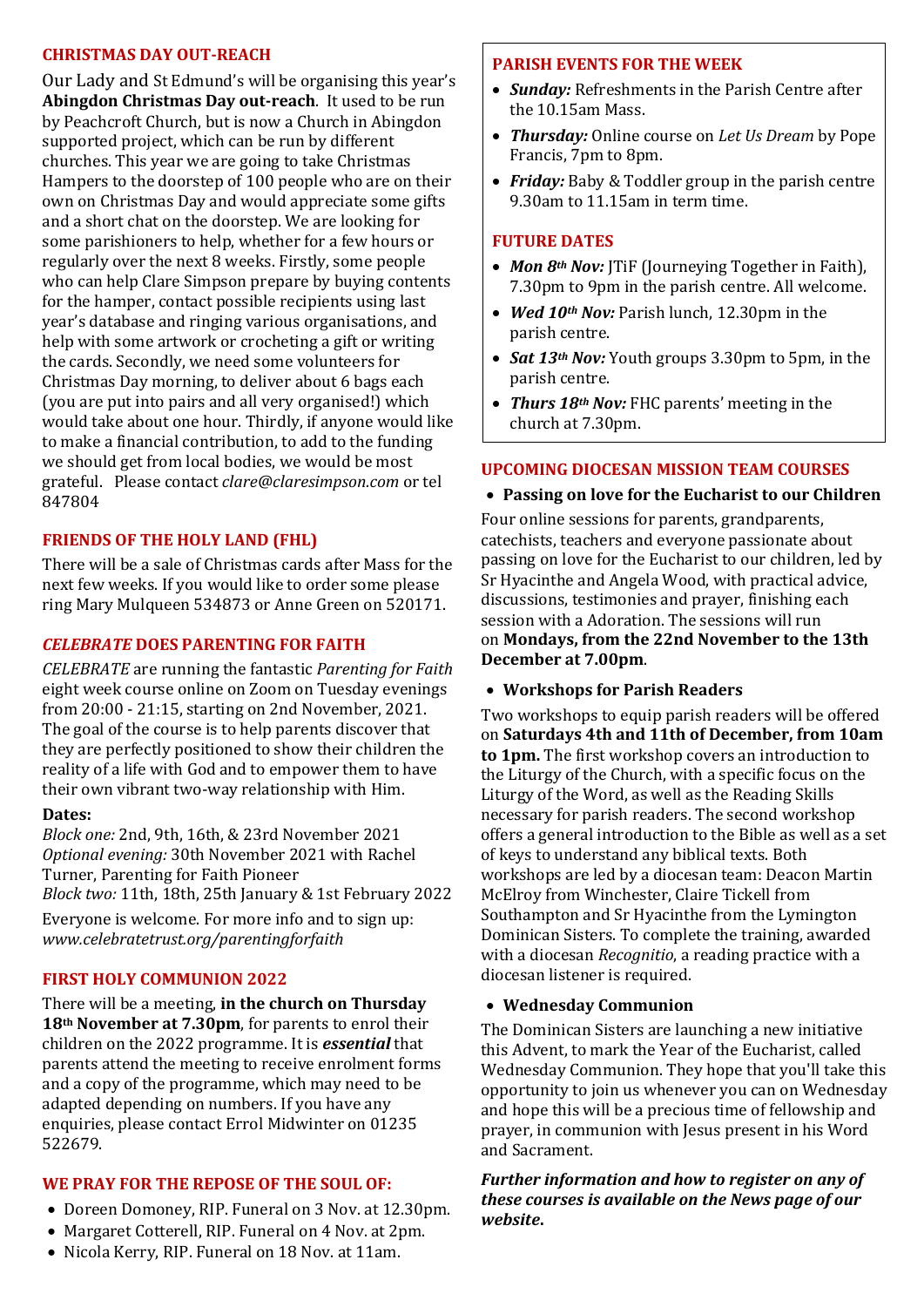## CHRISTMAS DAY OUT-REACH

Our Lady and St Edmund's will be organising this year's **Abingdon Christmas Day out-reach**. It used to be run by Peachcroft Church, but is now a Church in Abingdon supported project, which can be run by different churches. This year we are going to take Christmas Hampers to the doorstep of 100 people who are on their own on Christmas Day and would appreciate some gifts and a short chat on the doorstep. We are looking for some parishioners to help, whether for a few hours or regularly over the next 8 weeks. Firstly, some people who can help Clare Simpson prepare by buying contents for the hamper, contact possible recipients using last year's database and ringing various organisations, and help with some artwork or crocheting a gift or writing the cards. Secondly, we need some volunteers for Christmas Day morning, to deliver about 6 bags each (you are put into pairs and all very organised!) which would take about one hour. Thirdly, if anyone would like to make a financial contribution, to add to the funding we should get from local bodies, we would be most grateful. Please contact *clare@claresimpson.com* or tel 847804

## FRIENDS OF THE HOLY LAND (FHL)

There will be a sale of Christmas cards after Mass for the next few weeks. If you would like to order some please ring Mary Mulqueen 534873 or Anne Green on 520171.

## *CELEBRATE* DOES PARENTING FOR FAITH

*CELEBRATE* are running the fantastic *Parenting for Faith* eight week course online on Zoom on Tuesday evenings from 20:00 - 21:15, starting on 2nd November, 2021. The goal of the course is to help parents discover that they are perfectly positioned to show their children the reality of a life with God and to empower them to have their own vibrant two-way relationship with Him.

**Dates:**

*Block one:* 2nd, 9th, 16th, & 23rd November 2021
*Optional evening:* 30th November 2021 with Rachel Turner, Parenting for Faith Pioneer
*Block two:* 11th, 18th, 25th January & 1st February 2022

Everyone is welcome. For more info and to sign up: *www.celebratetrust.org/parentingforfaith*

## FIRST HOLY COMMUNION 2022

There will be a meeting, **in the church on Thursday 18th November at 7.30pm**, for parents to enrol their children on the 2022 programme. It is ***essential*** that parents attend the meeting to receive enrolment forms and a copy of the programme, which may need to be adapted depending on numbers. If you have any enquiries, please contact Errol Midwinter on 01235 522679.

## WE PRAY FOR THE REPOSE OF THE SOUL OF:

- Doreen Domoney, RIP. Funeral on 3 Nov. at 12.30pm.
- Margaret Cotterell, RIP. Funeral on 4 Nov. at 2pm.
- Nicola Kerry, RIP. Funeral on 18 Nov. at 11am.

## PARISH EVENTS FOR THE WEEK

- ***Sunday:*** Refreshments in the Parish Centre after the 10.15am Mass.
- ***Thursday:*** Online course on *Let Us Dream* by Pope Francis, 7pm to 8pm.
- ***Friday:*** Baby & Toddler group in the parish centre 9.30am to 11.15am in term time.

## FUTURE DATES

- ***Mon 8th Nov:*** JTiF (Journeying Together in Faith), 7.30pm to 9pm in the parish centre. All welcome.
- ***Wed 10th Nov:*** Parish lunch, 12.30pm in the parish centre.
- ***Sat 13th Nov:*** Youth groups 3.30pm to 5pm, in the parish centre.
- ***Thurs 18th Nov:*** FHC parents' meeting in the church at 7.30pm.

## UPCOMING DIOCESAN MISSION TEAM COURSES

- **Passing on love for the Eucharist to our Children**

Four online sessions for parents, grandparents, catechists, teachers and everyone passionate about passing on love for the Eucharist to our children, led by Sr Hyacinthe and Angela Wood, with practical advice, discussions, testimonies and prayer, finishing each session with a Adoration. The sessions will run on **Mondays, from the 22nd November to the 13th December at 7.00pm**.

- **Workshops for Parish Readers**

Two workshops to equip parish readers will be offered on **Saturdays 4th and 11th of December, from 10am to 1pm.** The first workshop covers an introduction to the Liturgy of the Church, with a specific focus on the Liturgy of the Word, as well as the Reading Skills necessary for parish readers. The second workshop offers a general introduction to the Bible as well as a set of keys to understand any biblical texts. Both workshops are led by a diocesan team: Deacon Martin McElroy from Winchester, Claire Tickell from Southampton and Sr Hyacinthe from the Lymington Dominican Sisters. To complete the training, awarded with a diocesan *Recognitio*, a reading practice with a diocesan listener is required.

- **Wednesday Communion**

The Dominican Sisters are launching a new initiative this Advent, to mark the Year of the Eucharist, called Wednesday Communion. They hope that you'll take this opportunity to join us whenever you can on Wednesday and hope this will be a precious time of fellowship and prayer, in communion with Jesus present in his Word and Sacrament.

***Further information and how to register on any of these courses is available on the News page of our website.***